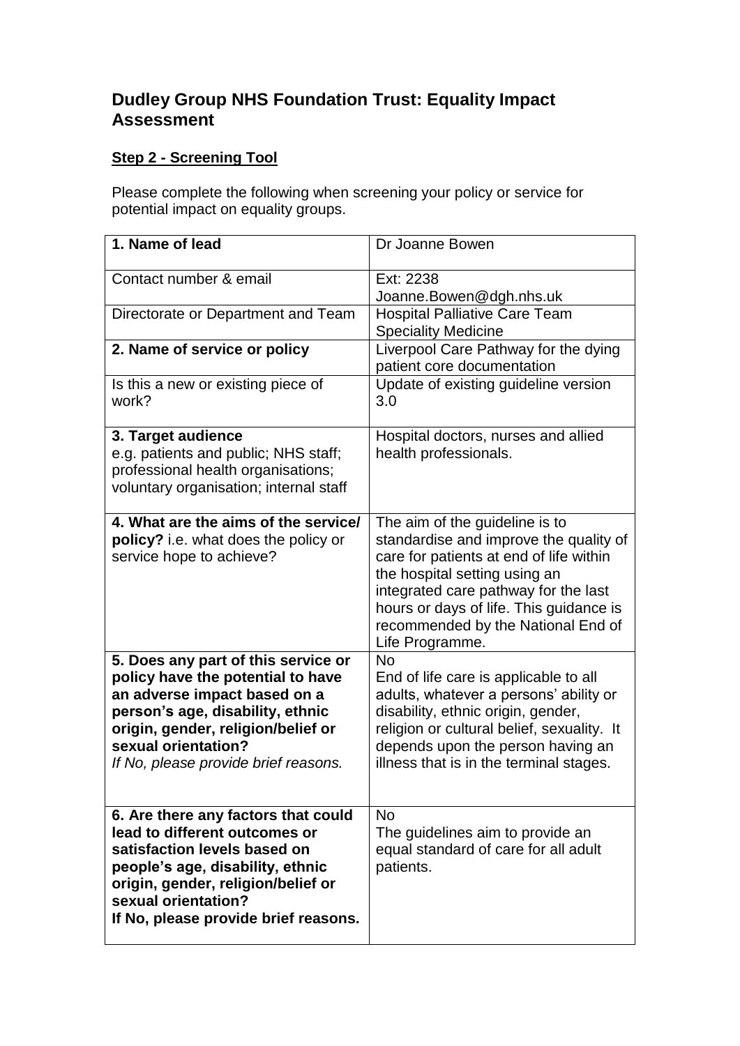# Dudley Group NHS Foundation Trust: Equality Impact Assessment

**Step 2 - Screening Tool**

Please complete the following when screening your policy or service for potential impact on equality groups.

| | |
|---|---|
| **1. Name of lead** | Dr Joanne Bowen |
| Contact number & email | Ext: 2238<br>Joanne.Bowen@dgh.nhs.uk |
| Directorate or Department and Team | Hospital Palliative Care Team<br>Speciality Medicine |
| **2. Name of service or policy** | Liverpool Care Pathway for the dying patient core documentation |
| Is this a new or existing piece of work? | Update of existing guideline version 3.0 |
| **3. Target audience**<br>e.g. patients and public; NHS staff; professional health organisations; voluntary organisation; internal staff | Hospital doctors, nurses and allied health professionals. |
| **4. What are the aims of the service/ policy?** i.e. what does the policy or service hope to achieve? | The aim of the guideline is to standardise and improve the quality of care for patients at end of life within the hospital setting using an integrated care pathway for the last hours or days of life. This guidance is recommended by the National End of Life Programme. |
| **5. Does any part of this service or policy have the potential to have an adverse impact based on a person's age, disability, ethnic origin, gender, religion/belief or sexual orientation?**<br>*If No, please provide brief reasons.* | No<br>End of life care is applicable to all adults, whatever a persons' ability or disability, ethnic origin, gender, religion or cultural belief, sexuality. It depends upon the person having an illness that is in the terminal stages. |
| **6. Are there any factors that could lead to different outcomes or satisfaction levels based on people's age, disability, ethnic origin, gender, religion/belief or sexual orientation?**<br>**If No, please provide brief reasons.** | No<br>The guidelines aim to provide an equal standard of care for all adult patients. |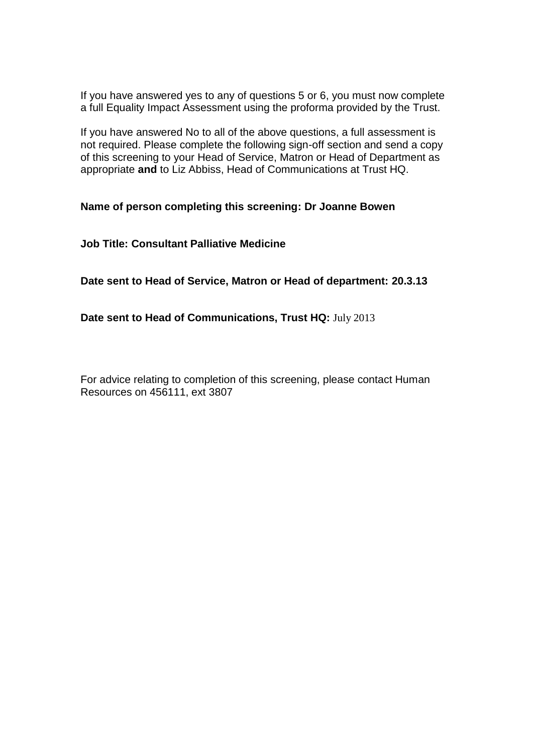If you have answered yes to any of questions 5 or 6, you must now complete a full Equality Impact Assessment using the proforma provided by the Trust.

If you have answered No to all of the above questions, a full assessment is not required. Please complete the following sign-off section and send a copy of this screening to your Head of Service, Matron or Head of Department as appropriate **and** to Liz Abbiss, Head of Communications at Trust HQ.

**Name of person completing this screening: Dr Joanne Bowen**

**Job Title: Consultant Palliative Medicine**

**Date sent to Head of Service, Matron or Head of department: 20.3.13**

**Date sent to Head of Communications, Trust HQ:** July 2013

For advice relating to completion of this screening, please contact Human Resources on 456111, ext 3807